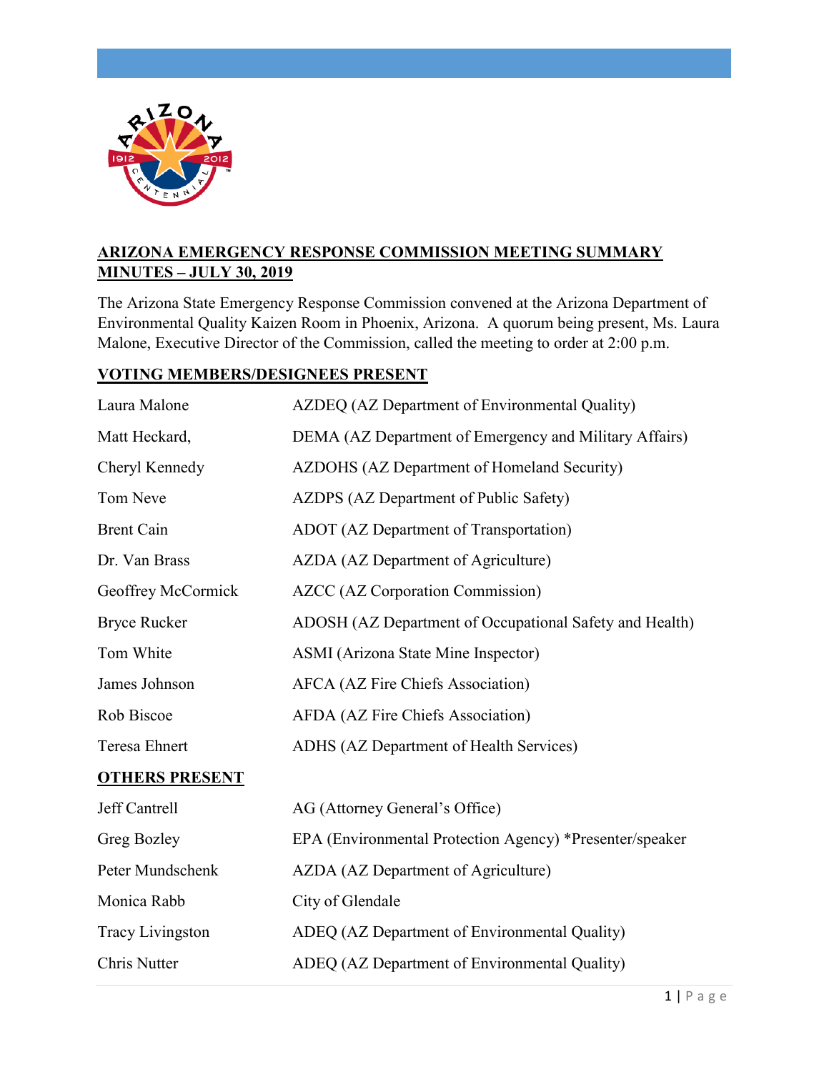## ARIZONA EMERGENCY RESPONSE COMMISSION MEETING SUMMARY MINUTES – JULY 30, 2019

The Arizona State Emergency Response Commission convened at the Arizona Department of Environmental Quality Kaizen Room in Phoenix, Arizona. A quorum being present, Ms. Laura Malone, Executive Director of the Commission, called the meeting to order at 2:00 p.m.

### VOTING MEMBERS/DESIGNEES PRESENT

| | |
|---|---|
| Laura Malone | AZDEQ (AZ Department of Environmental Quality) |
| Matt Heckard, | DEMA (AZ Department of Emergency and Military Affairs) |
| Cheryl Kennedy | AZDOHS (AZ Department of Homeland Security) |
| Tom Neve | AZDPS (AZ Department of Public Safety) |
| Brent Cain | ADOT (AZ Department of Transportation) |
| Dr. Van Brass | AZDA (AZ Department of Agriculture) |
| Geoffrey McCormick | AZCC (AZ Corporation Commission) |
| Bryce Rucker | ADOSH (AZ Department of Occupational Safety and Health) |
| Tom White | ASMI (Arizona State Mine Inspector) |
| James Johnson | AFCA (AZ Fire Chiefs Association) |
| Rob Biscoe | AFDA (AZ Fire Chiefs Association) |
| Teresa Ehnert | ADHS (AZ Department of Health Services) |

### OTHERS PRESENT

| | |
|---|---|
| Jeff Cantrell | AG (Attorney General's Office) |
| Greg Bozley | EPA (Environmental Protection Agency) *Presenter/speaker |
| Peter Mundschenk | AZDA (AZ Department of Agriculture) |
| Monica Rabb | City of Glendale |
| Tracy Livingston | ADEQ (AZ Department of Environmental Quality) |
| Chris Nutter | ADEQ (AZ Department of Environmental Quality) |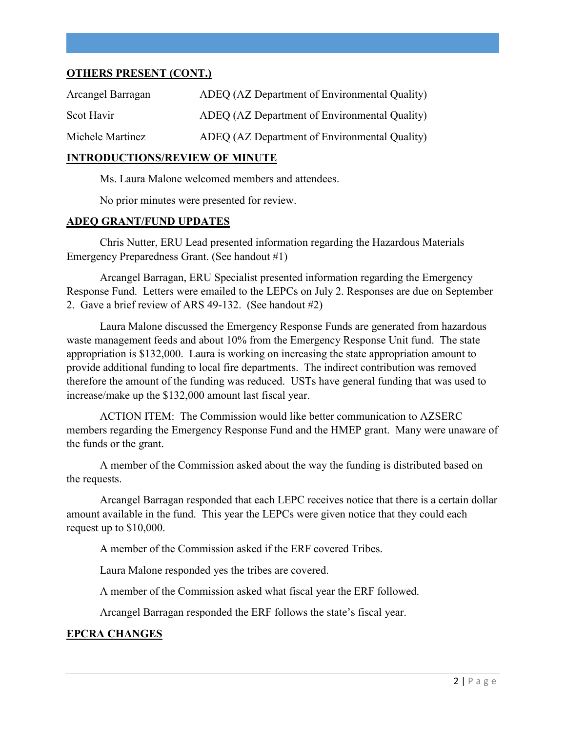## OTHERS PRESENT (CONT.)

| | |
|---|---|
| Arcangel Barragan | ADEQ (AZ Department of Environmental Quality) |
| Scot Havir | ADEQ (AZ Department of Environmental Quality) |
| Michele Martinez | ADEQ (AZ Department of Environmental Quality) |

## INTRODUCTIONS/REVIEW OF MINUTE

Ms. Laura Malone welcomed members and attendees.

No prior minutes were presented for review.

## ADEQ GRANT/FUND UPDATES

Chris Nutter, ERU Lead presented information regarding the Hazardous Materials Emergency Preparedness Grant. (See handout #1)

Arcangel Barragan, ERU Specialist presented information regarding the Emergency Response Fund. Letters were emailed to the LEPCs on July 2. Responses are due on September 2. Gave a brief review of ARS 49-132. (See handout #2)

Laura Malone discussed the Emergency Response Funds are generated from hazardous waste management feeds and about 10% from the Emergency Response Unit fund. The state appropriation is $132,000. Laura is working on increasing the state appropriation amount to provide additional funding to local fire departments. The indirect contribution was removed therefore the amount of the funding was reduced. USTs have general funding that was used to increase/make up the $132,000 amount last fiscal year.

ACTION ITEM: The Commission would like better communication to AZSERC members regarding the Emergency Response Fund and the HMEP grant. Many were unaware of the funds or the grant.

A member of the Commission asked about the way the funding is distributed based on the requests.

Arcangel Barragan responded that each LEPC receives notice that there is a certain dollar amount available in the fund. This year the LEPCs were given notice that they could each request up to $10,000.

A member of the Commission asked if the ERF covered Tribes.

Laura Malone responded yes the tribes are covered.

A member of the Commission asked what fiscal year the ERF followed.

Arcangel Barragan responded the ERF follows the state's fiscal year.

## EPCRA CHANGES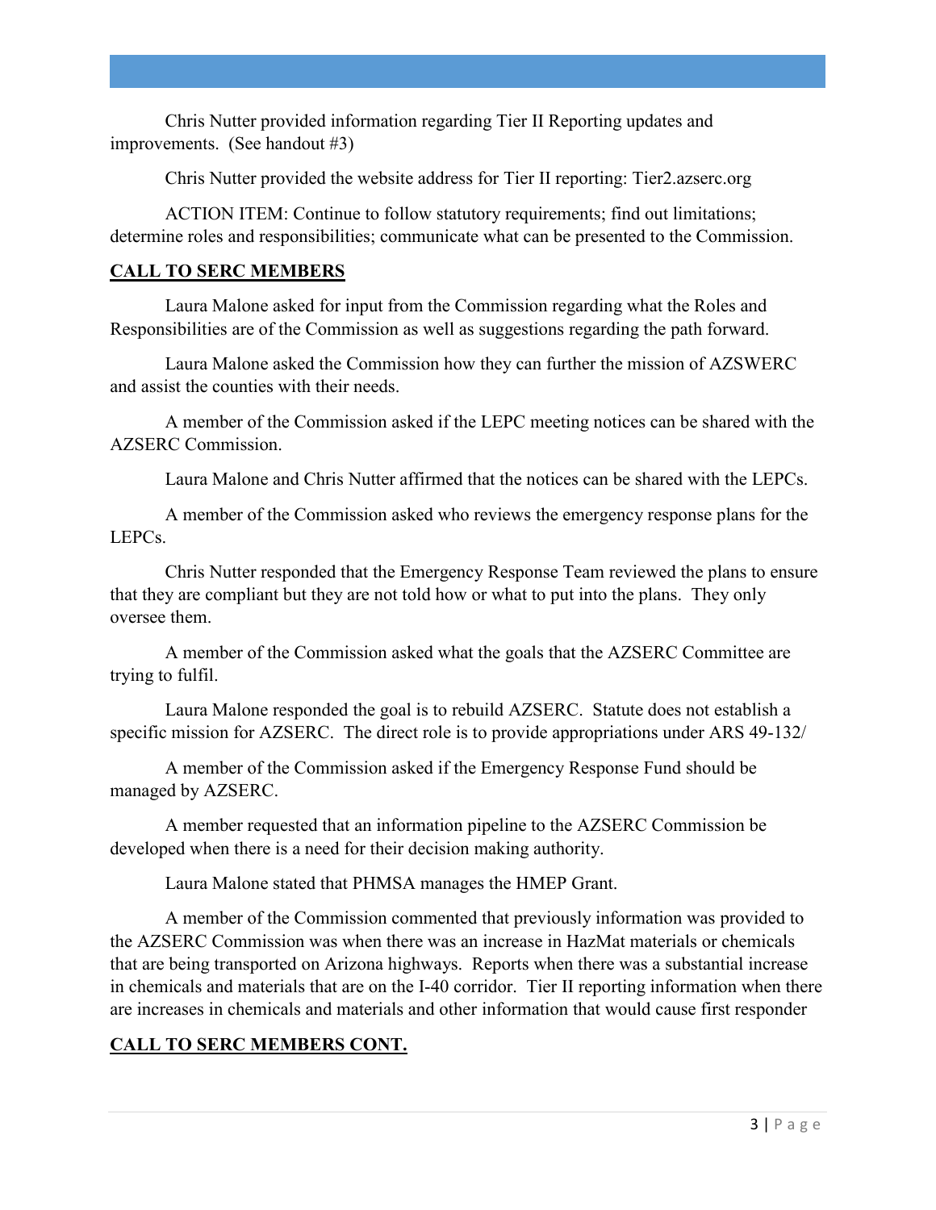Chris Nutter provided information regarding Tier II Reporting updates and improvements. (See handout #3)

Chris Nutter provided the website address for Tier II reporting: Tier2.azserc.org

ACTION ITEM: Continue to follow statutory requirements; find out limitations; determine roles and responsibilities; communicate what can be presented to the Commission.

## CALL TO SERC MEMBERS

Laura Malone asked for input from the Commission regarding what the Roles and Responsibilities are of the Commission as well as suggestions regarding the path forward.

Laura Malone asked the Commission how they can further the mission of AZSWERC and assist the counties with their needs.

A member of the Commission asked if the LEPC meeting notices can be shared with the AZSERC Commission.

Laura Malone and Chris Nutter affirmed that the notices can be shared with the LEPCs.

A member of the Commission asked who reviews the emergency response plans for the LEPCs.

Chris Nutter responded that the Emergency Response Team reviewed the plans to ensure that they are compliant but they are not told how or what to put into the plans. They only oversee them.

A member of the Commission asked what the goals that the AZSERC Committee are trying to fulfil.

Laura Malone responded the goal is to rebuild AZSERC. Statute does not establish a specific mission for AZSERC. The direct role is to provide appropriations under ARS 49-132/

A member of the Commission asked if the Emergency Response Fund should be managed by AZSERC.

A member requested that an information pipeline to the AZSERC Commission be developed when there is a need for their decision making authority.

Laura Malone stated that PHMSA manages the HMEP Grant.

A member of the Commission commented that previously information was provided to the AZSERC Commission was when there was an increase in HazMat materials or chemicals that are being transported on Arizona highways. Reports when there was a substantial increase in chemicals and materials that are on the I-40 corridor. Tier II reporting information when there are increases in chemicals and materials and other information that would cause first responder

## CALL TO SERC MEMBERS CONT.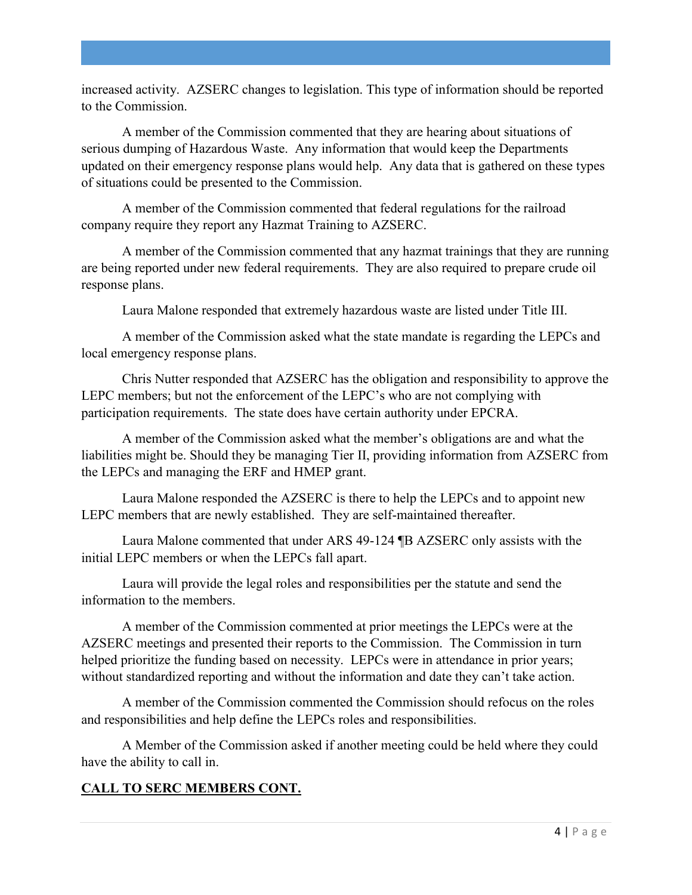increased activity. AZSERC changes to legislation. This type of information should be reported to the Commission.

A member of the Commission commented that they are hearing about situations of serious dumping of Hazardous Waste. Any information that would keep the Departments updated on their emergency response plans would help. Any data that is gathered on these types of situations could be presented to the Commission.

A member of the Commission commented that federal regulations for the railroad company require they report any Hazmat Training to AZSERC.

A member of the Commission commented that any hazmat trainings that they are running are being reported under new federal requirements. They are also required to prepare crude oil response plans.

Laura Malone responded that extremely hazardous waste are listed under Title III.

A member of the Commission asked what the state mandate is regarding the LEPCs and local emergency response plans.

Chris Nutter responded that AZSERC has the obligation and responsibility to approve the LEPC members; but not the enforcement of the LEPC's who are not complying with participation requirements. The state does have certain authority under EPCRA.

A member of the Commission asked what the member's obligations are and what the liabilities might be. Should they be managing Tier II, providing information from AZSERC from the LEPCs and managing the ERF and HMEP grant.

Laura Malone responded the AZSERC is there to help the LEPCs and to appoint new LEPC members that are newly established. They are self-maintained thereafter.

Laura Malone commented that under ARS 49-124 ¶B AZSERC only assists with the initial LEPC members or when the LEPCs fall apart.

Laura will provide the legal roles and responsibilities per the statute and send the information to the members.

A member of the Commission commented at prior meetings the LEPCs were at the AZSERC meetings and presented their reports to the Commission. The Commission in turn helped prioritize the funding based on necessity. LEPCs were in attendance in prior years; without standardized reporting and without the information and date they can't take action.

A member of the Commission commented the Commission should refocus on the roles and responsibilities and help define the LEPCs roles and responsibilities.

A Member of the Commission asked if another meeting could be held where they could have the ability to call in.

**CALL TO SERC MEMBERS CONT.**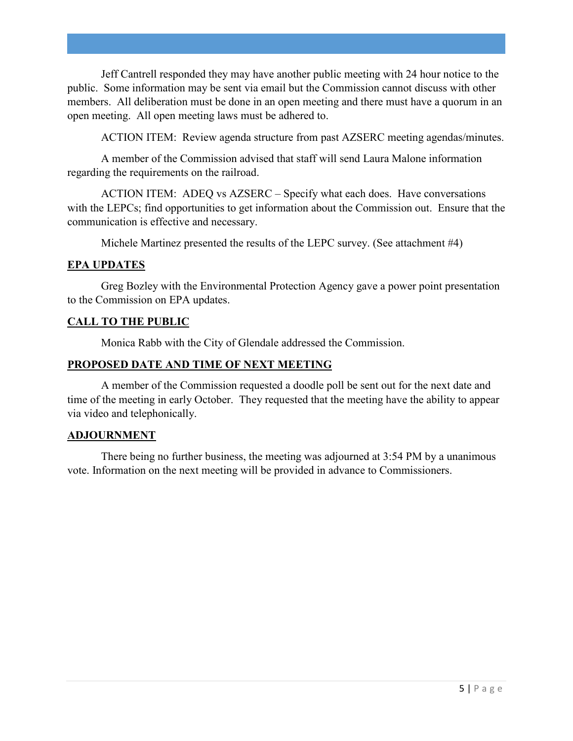Jeff Cantrell responded they may have another public meeting with 24 hour notice to the public. Some information may be sent via email but the Commission cannot discuss with other members. All deliberation must be done in an open meeting and there must have a quorum in an open meeting. All open meeting laws must be adhered to.

ACTION ITEM: Review agenda structure from past AZSERC meeting agendas/minutes.

A member of the Commission advised that staff will send Laura Malone information regarding the requirements on the railroad.

ACTION ITEM: ADEQ vs AZSERC – Specify what each does. Have conversations with the LEPCs; find opportunities to get information about the Commission out. Ensure that the communication is effective and necessary.

Michele Martinez presented the results of the LEPC survey. (See attachment #4)

**EPA UPDATES**

Greg Bozley with the Environmental Protection Agency gave a power point presentation to the Commission on EPA updates.

**CALL TO THE PUBLIC**

Monica Rabb with the City of Glendale addressed the Commission.

**PROPOSED DATE AND TIME OF NEXT MEETING**

A member of the Commission requested a doodle poll be sent out for the next date and time of the meeting in early October. They requested that the meeting have the ability to appear via video and telephonically.

**ADJOURNMENT**

There being no further business, the meeting was adjourned at 3:54 PM by a unanimous vote. Information on the next meeting will be provided in advance to Commissioners.